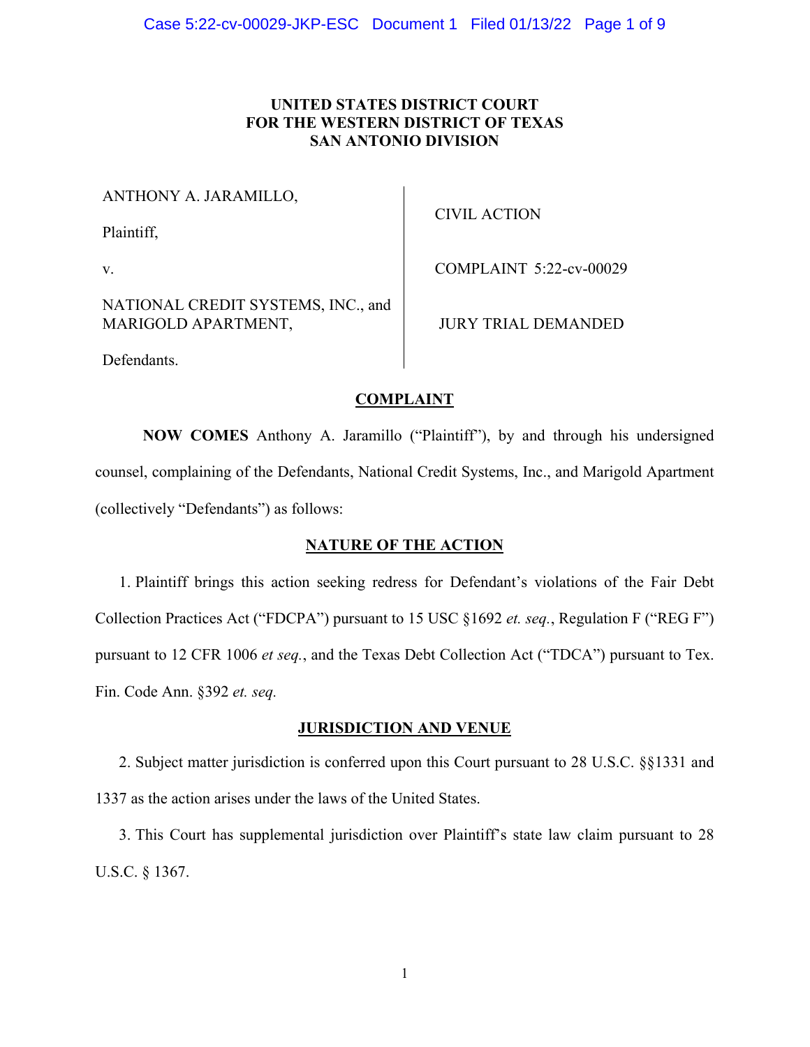# UNITED STATES DISTRICT COURT
# FOR THE WESTERN DISTRICT OF TEXAS
# SAN ANTONIO DIVISION

| | |
|---|---|
| ANTHONY A. JARAMILLO, | CIVIL ACTION |
| Plaintiff, | |
| v. | COMPLAINT 5:22-cv-00029 |
| NATIONAL CREDIT SYSTEMS, INC., and MARIGOLD APARTMENT, | JURY TRIAL DEMANDED |
| Defendants. | |

## COMPLAINT

**NOW COMES** Anthony A. Jaramillo ("Plaintiff"), by and through his undersigned counsel, complaining of the Defendants, National Credit Systems, Inc., and Marigold Apartment (collectively "Defendants") as follows:

## NATURE OF THE ACTION

1. Plaintiff brings this action seeking redress for Defendant's violations of the Fair Debt Collection Practices Act ("FDCPA") pursuant to 15 USC §1692 *et. seq.*, Regulation F ("REG F") pursuant to 12 CFR 1006 *et seq.*, and the Texas Debt Collection Act ("TDCA") pursuant to Tex. Fin. Code Ann. §392 *et. seq.*

## JURISDICTION AND VENUE

2. Subject matter jurisdiction is conferred upon this Court pursuant to 28 U.S.C. §§1331 and 1337 as the action arises under the laws of the United States.

3. This Court has supplemental jurisdiction over Plaintiff's state law claim pursuant to 28 U.S.C. § 1367.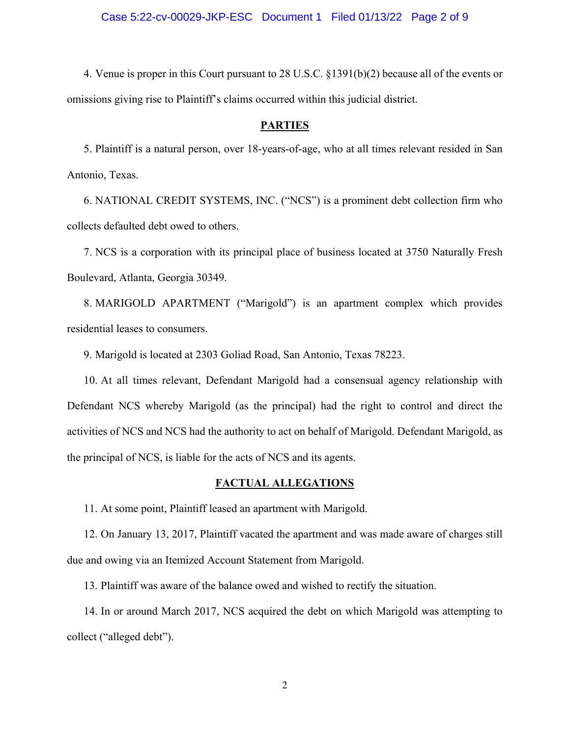4. Venue is proper in this Court pursuant to 28 U.S.C. §1391(b)(2) because all of the events or omissions giving rise to Plaintiff's claims occurred within this judicial district.

## PARTIES

5. Plaintiff is a natural person, over 18-years-of-age, who at all times relevant resided in San Antonio, Texas.

6. NATIONAL CREDIT SYSTEMS, INC. ("NCS") is a prominent debt collection firm who collects defaulted debt owed to others.

7. NCS is a corporation with its principal place of business located at 3750 Naturally Fresh Boulevard, Atlanta, Georgia 30349.

8. MARIGOLD APARTMENT ("Marigold") is an apartment complex which provides residential leases to consumers.

9. Marigold is located at 2303 Goliad Road, San Antonio, Texas 78223.

10. At all times relevant, Defendant Marigold had a consensual agency relationship with Defendant NCS whereby Marigold (as the principal) had the right to control and direct the activities of NCS and NCS had the authority to act on behalf of Marigold. Defendant Marigold, as the principal of NCS, is liable for the acts of NCS and its agents.

## FACTUAL ALLEGATIONS

11. At some point, Plaintiff leased an apartment with Marigold.

12. On January 13, 2017, Plaintiff vacated the apartment and was made aware of charges still due and owing via an Itemized Account Statement from Marigold.

13. Plaintiff was aware of the balance owed and wished to rectify the situation.

14. In or around March 2017, NCS acquired the debt on which Marigold was attempting to collect ("alleged debt").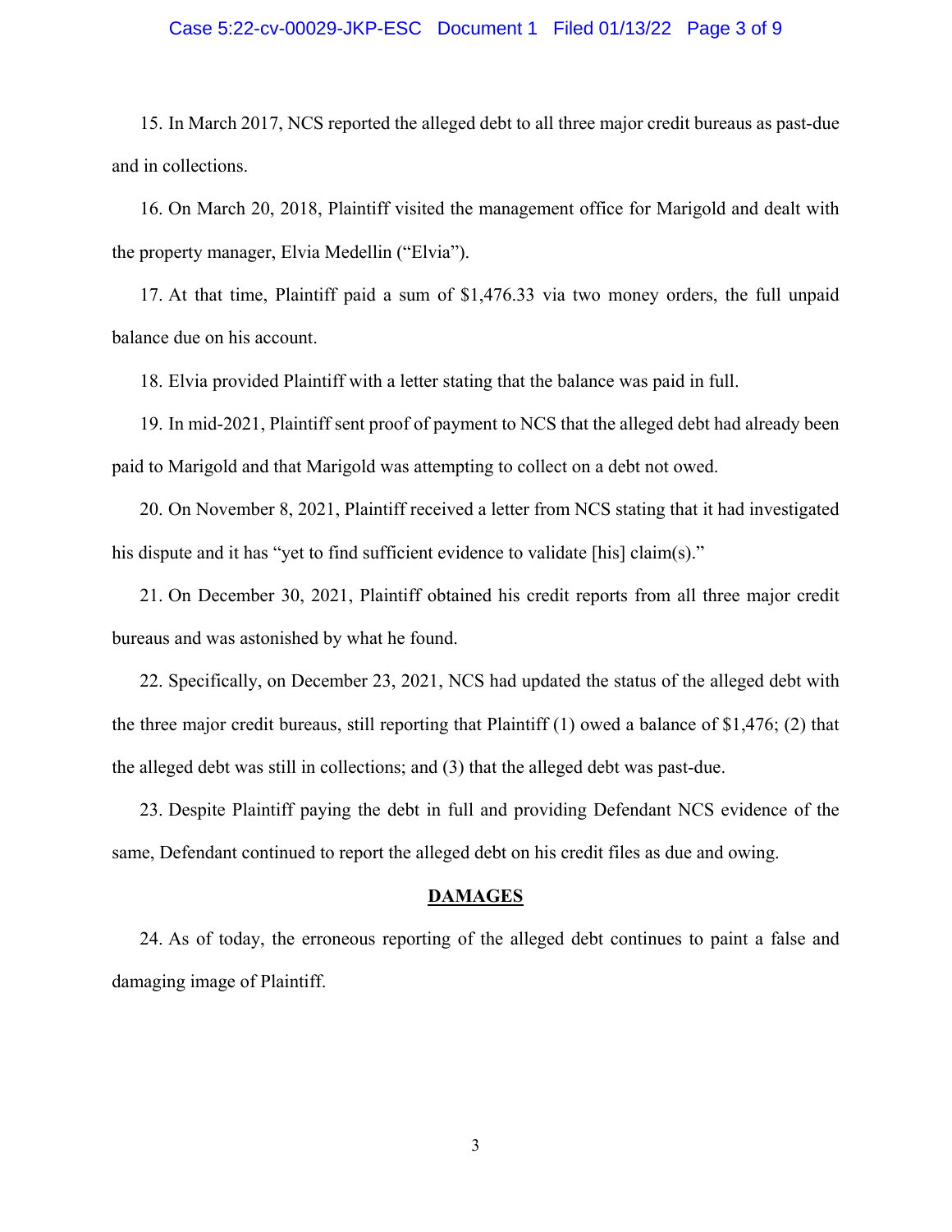15. In March 2017, NCS reported the alleged debt to all three major credit bureaus as past-due and in collections.

16. On March 20, 2018, Plaintiff visited the management office for Marigold and dealt with the property manager, Elvia Medellin ("Elvia").

17. At that time, Plaintiff paid a sum of $1,476.33 via two money orders, the full unpaid balance due on his account.

18. Elvia provided Plaintiff with a letter stating that the balance was paid in full.

19. In mid-2021, Plaintiff sent proof of payment to NCS that the alleged debt had already been paid to Marigold and that Marigold was attempting to collect on a debt not owed.

20. On November 8, 2021, Plaintiff received a letter from NCS stating that it had investigated his dispute and it has "yet to find sufficient evidence to validate [his] claim(s)."

21. On December 30, 2021, Plaintiff obtained his credit reports from all three major credit bureaus and was astonished by what he found.

22. Specifically, on December 23, 2021, NCS had updated the status of the alleged debt with the three major credit bureaus, still reporting that Plaintiff (1) owed a balance of $1,476; (2) that the alleged debt was still in collections; and (3) that the alleged debt was past-due.

23. Despite Plaintiff paying the debt in full and providing Defendant NCS evidence of the same, Defendant continued to report the alleged debt on his credit files as due and owing.

## DAMAGES

24. As of today, the erroneous reporting of the alleged debt continues to paint a false and damaging image of Plaintiff.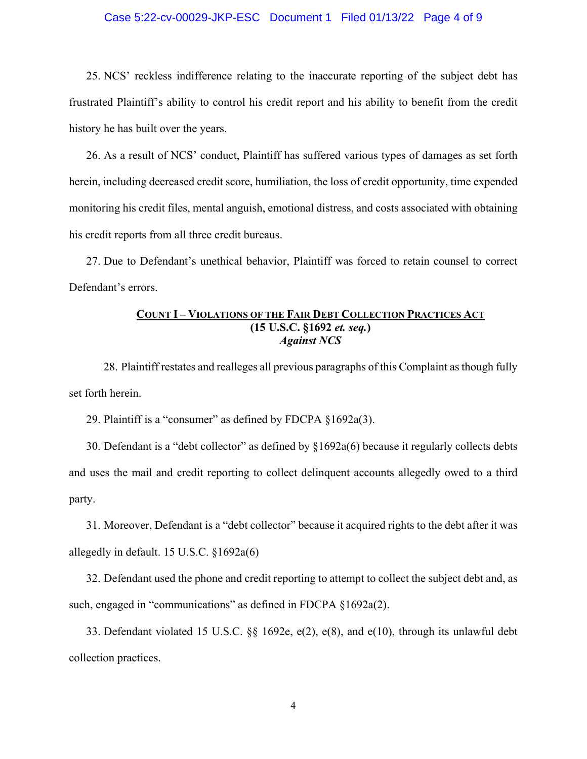25. NCS' reckless indifference relating to the inaccurate reporting of the subject debt has frustrated Plaintiff's ability to control his credit report and his ability to benefit from the credit history he has built over the years.

26. As a result of NCS' conduct, Plaintiff has suffered various types of damages as set forth herein, including decreased credit score, humiliation, the loss of credit opportunity, time expended monitoring his credit files, mental anguish, emotional distress, and costs associated with obtaining his credit reports from all three credit bureaus.

27. Due to Defendant's unethical behavior, Plaintiff was forced to retain counsel to correct Defendant's errors.

## COUNT I – VIOLATIONS OF THE FAIR DEBT COLLECTION PRACTICES ACT
**(15 U.S.C. §1692 *et. seq.*)**
***Against NCS***

28. Plaintiff restates and realleges all previous paragraphs of this Complaint as though fully set forth herein.

29. Plaintiff is a "consumer" as defined by FDCPA §1692a(3).

30. Defendant is a "debt collector" as defined by §1692a(6) because it regularly collects debts and uses the mail and credit reporting to collect delinquent accounts allegedly owed to a third party.

31. Moreover, Defendant is a "debt collector" because it acquired rights to the debt after it was allegedly in default. 15 U.S.C. §1692a(6)

32. Defendant used the phone and credit reporting to attempt to collect the subject debt and, as such, engaged in "communications" as defined in FDCPA §1692a(2).

33. Defendant violated 15 U.S.C. §§ 1692e, e(2), e(8), and e(10), through its unlawful debt collection practices.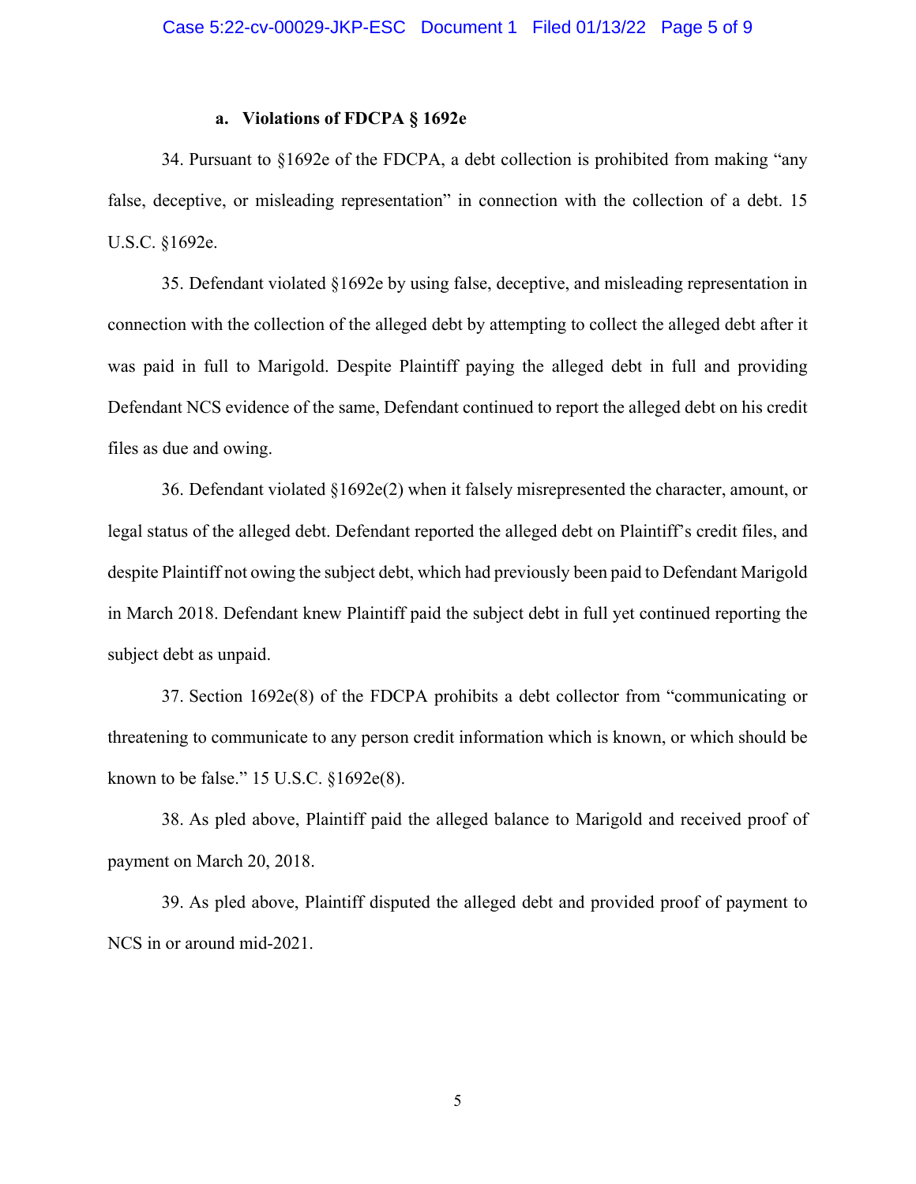#### a. **Violations of FDCPA § 1692e**

34. Pursuant to §1692e of the FDCPA, a debt collection is prohibited from making "any false, deceptive, or misleading representation" in connection with the collection of a debt. 15 U.S.C. §1692e.

35. Defendant violated §1692e by using false, deceptive, and misleading representation in connection with the collection of the alleged debt by attempting to collect the alleged debt after it was paid in full to Marigold. Despite Plaintiff paying the alleged debt in full and providing Defendant NCS evidence of the same, Defendant continued to report the alleged debt on his credit files as due and owing.

36. Defendant violated §1692e(2) when it falsely misrepresented the character, amount, or legal status of the alleged debt. Defendant reported the alleged debt on Plaintiff's credit files, and despite Plaintiff not owing the subject debt, which had previously been paid to Defendant Marigold in March 2018. Defendant knew Plaintiff paid the subject debt in full yet continued reporting the subject debt as unpaid.

37. Section 1692e(8) of the FDCPA prohibits a debt collector from "communicating or threatening to communicate to any person credit information which is known, or which should be known to be false." 15 U.S.C. §1692e(8).

38. As pled above, Plaintiff paid the alleged balance to Marigold and received proof of payment on March 20, 2018.

39. As pled above, Plaintiff disputed the alleged debt and provided proof of payment to NCS in or around mid-2021.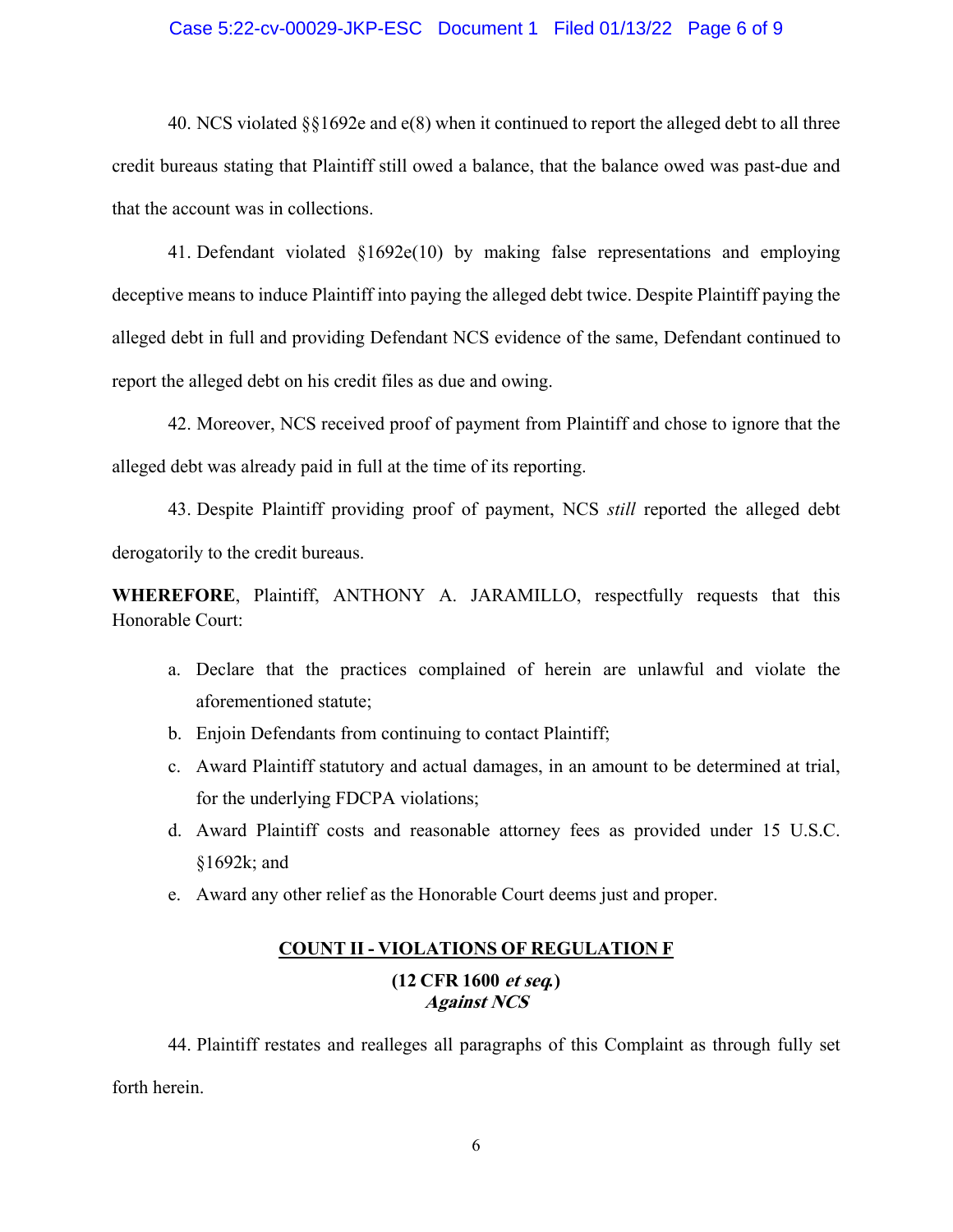40. NCS violated §§1692e and e(8) when it continued to report the alleged debt to all three credit bureaus stating that Plaintiff still owed a balance, that the balance owed was past-due and that the account was in collections.

41. Defendant violated §1692e(10) by making false representations and employing deceptive means to induce Plaintiff into paying the alleged debt twice. Despite Plaintiff paying the alleged debt in full and providing Defendant NCS evidence of the same, Defendant continued to report the alleged debt on his credit files as due and owing.

42. Moreover, NCS received proof of payment from Plaintiff and chose to ignore that the alleged debt was already paid in full at the time of its reporting.

43. Despite Plaintiff providing proof of payment, NCS *still* reported the alleged debt derogatorily to the credit bureaus.

**WHEREFORE**, Plaintiff, ANTHONY A. JARAMILLO, respectfully requests that this Honorable Court:

a. Declare that the practices complained of herein are unlawful and violate the aforementioned statute;
b. Enjoin Defendants from continuing to contact Plaintiff;
c. Award Plaintiff statutory and actual damages, in an amount to be determined at trial, for the underlying FDCPA violations;
d. Award Plaintiff costs and reasonable attorney fees as provided under 15 U.S.C. §1692k; and
e. Award any other relief as the Honorable Court deems just and proper.

## COUNT II - VIOLATIONS OF REGULATION F

**(12 CFR 1600 *et seq.*)**
***Against NCS***

44. Plaintiff restates and realleges all paragraphs of this Complaint as through fully set forth herein.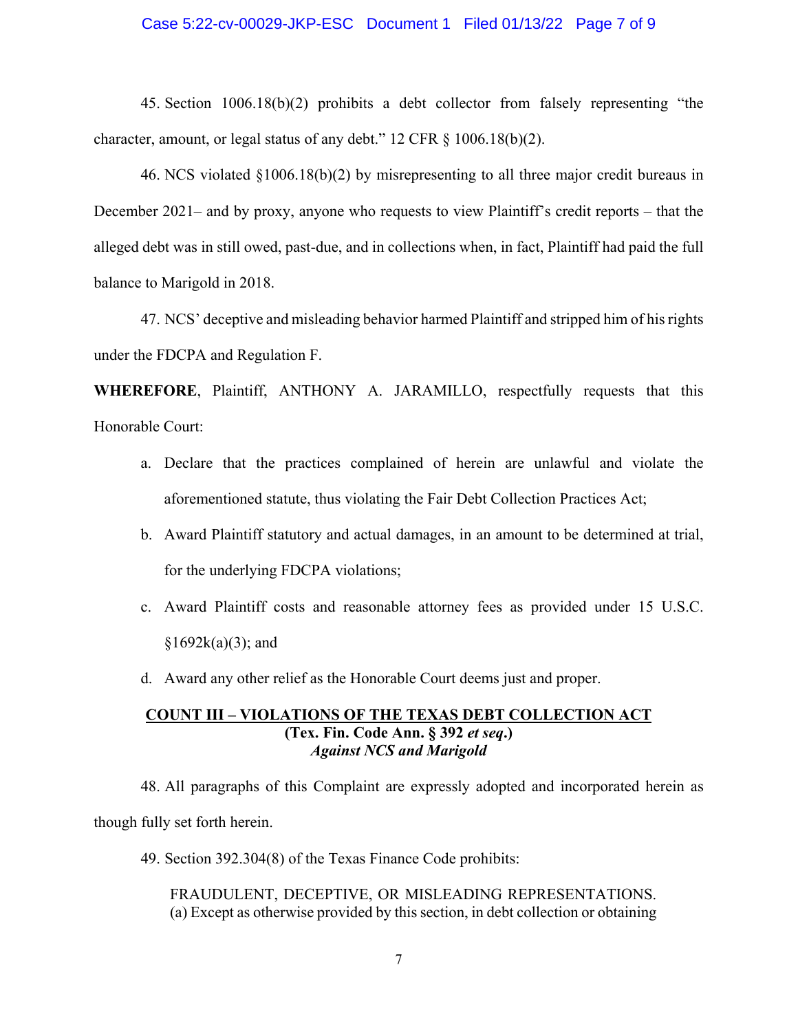45. Section 1006.18(b)(2) prohibits a debt collector from falsely representing "the character, amount, or legal status of any debt." 12 CFR § 1006.18(b)(2).

46. NCS violated §1006.18(b)(2) by misrepresenting to all three major credit bureaus in December 2021– and by proxy, anyone who requests to view Plaintiff's credit reports – that the alleged debt was in still owed, past-due, and in collections when, in fact, Plaintiff had paid the full balance to Marigold in 2018.

47. NCS' deceptive and misleading behavior harmed Plaintiff and stripped him of his rights under the FDCPA and Regulation F.

**WHEREFORE**, Plaintiff, ANTHONY A. JARAMILLO, respectfully requests that this Honorable Court:

a. Declare that the practices complained of herein are unlawful and violate the aforementioned statute, thus violating the Fair Debt Collection Practices Act;

b. Award Plaintiff statutory and actual damages, in an amount to be determined at trial, for the underlying FDCPA violations;

c. Award Plaintiff costs and reasonable attorney fees as provided under 15 U.S.C. §1692k(a)(3); and

d. Award any other relief as the Honorable Court deems just and proper.

## COUNT III – VIOLATIONS OF THE TEXAS DEBT COLLECTION ACT
**(Tex. Fin. Code Ann. § 392 *et seq*.)**
***Against NCS and Marigold***

48. All paragraphs of this Complaint are expressly adopted and incorporated herein as though fully set forth herein.

49. Section 392.304(8) of the Texas Finance Code prohibits:

> FRAUDULENT, DECEPTIVE, OR MISLEADING REPRESENTATIONS.
> (a) Except as otherwise provided by this section, in debt collection or obtaining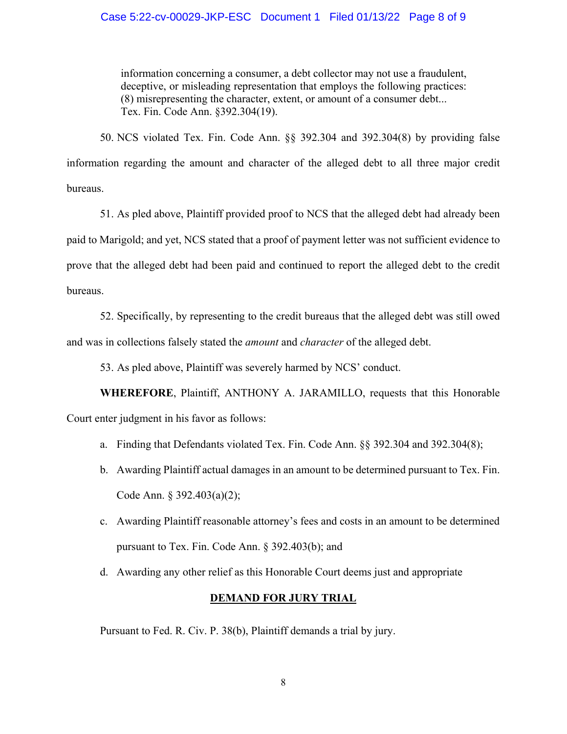> information concerning a consumer, a debt collector may not use a fraudulent, deceptive, or misleading representation that employs the following practices: (8) misrepresenting the character, extent, or amount of a consumer debt... Tex. Fin. Code Ann. §392.304(19).

50. NCS violated Tex. Fin. Code Ann. §§ 392.304 and 392.304(8) by providing false information regarding the amount and character of the alleged debt to all three major credit bureaus.

51. As pled above, Plaintiff provided proof to NCS that the alleged debt had already been paid to Marigold; and yet, NCS stated that a proof of payment letter was not sufficient evidence to prove that the alleged debt had been paid and continued to report the alleged debt to the credit bureaus.

52. Specifically, by representing to the credit bureaus that the alleged debt was still owed and was in collections falsely stated the *amount* and *character* of the alleged debt.

53. As pled above, Plaintiff was severely harmed by NCS' conduct.

**WHEREFORE**, Plaintiff, ANTHONY A. JARAMILLO, requests that this Honorable Court enter judgment in his favor as follows:

a. Finding that Defendants violated Tex. Fin. Code Ann. §§ 392.304 and 392.304(8);

b. Awarding Plaintiff actual damages in an amount to be determined pursuant to Tex. Fin. Code Ann. § 392.403(a)(2);

c. Awarding Plaintiff reasonable attorney's fees and costs in an amount to be determined pursuant to Tex. Fin. Code Ann. § 392.403(b); and

d. Awarding any other relief as this Honorable Court deems just and appropriate

## DEMAND FOR JURY TRIAL

Pursuant to Fed. R. Civ. P. 38(b), Plaintiff demands a trial by jury.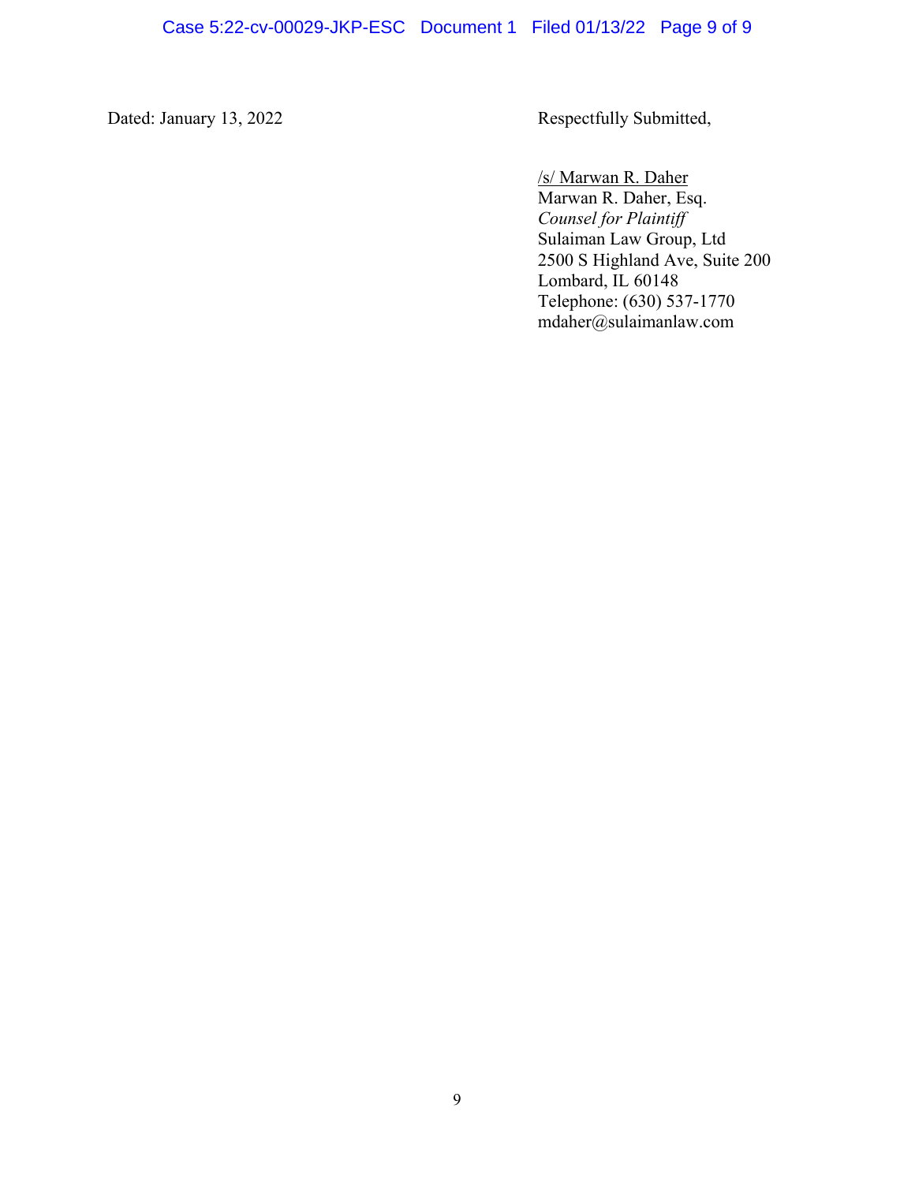Dated: January 13, 2022

Respectfully Submitted,

/s/ Marwan R. Daher
Marwan R. Daher, Esq.
*Counsel for Plaintiff*
Sulaiman Law Group, Ltd
2500 S Highland Ave, Suite 200
Lombard, IL 60148
Telephone: (630) 537-1770
mdaher@sulaimanlaw.com